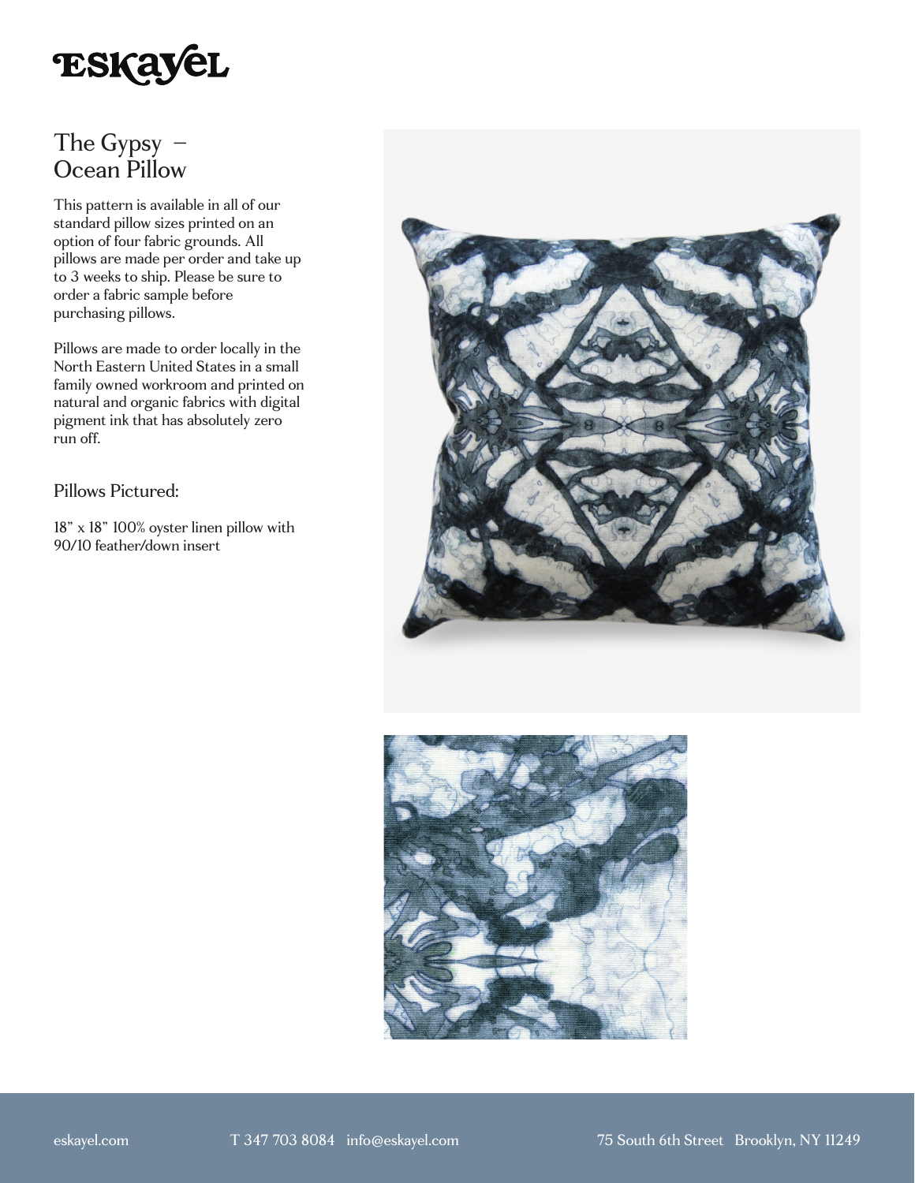# ESKAYEL

## The Gypsy – Ocean Pillow

This pattern is available in all of our standard pillow sizes printed on an option of four fabric grounds. All pillows are made per order and take up to 3 weeks to ship. Please be sure to order a fabric sample before purchasing pillows.

Pillows are made to order locally in the North Eastern United States in a small family owned workroom and printed on natural and organic fabrics with digital pigment ink that has absolutely zero run off.

### Pillows Pictured:

18" x 18" 100% oyster linen pillow with 90/10 feather/down insert

eskayel.com T 347 703 8084 info@eskayel.com 75 South 6th Street Brooklyn, NY 11249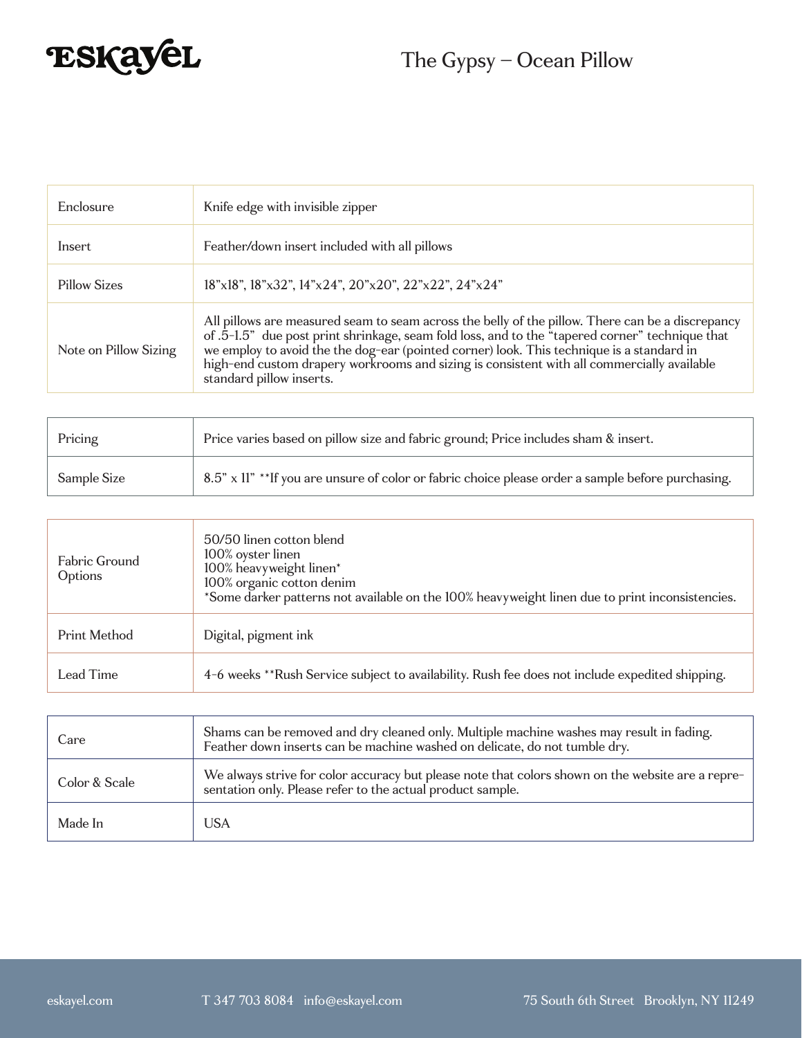# ESKAYEL

## The Gypsy – Ocean Pillow

| | |
|---|---|
| Enclosure | Knife edge with invisible zipper |
| Insert | Feather/down insert included with all pillows |
| Pillow Sizes | 18"x18", 18"x32", 14"x24", 20"x20", 22"x22", 24"x24" |
| Note on Pillow Sizing | All pillows are measured seam to seam across the belly of the pillow. There can be a discrepancy of .5-1.5" due post print shrinkage, seam fold loss, and to the "tapered corner" technique that we employ to avoid the the dog-ear (pointed corner) look. This technique is a standard in high-end custom drapery workrooms and sizing is consistent with all commercially available standard pillow inserts. |

| | |
|---|---|
| Pricing | Price varies based on pillow size and fabric ground; Price includes sham & insert. |
| Sample Size | 8.5" x 11" **If you are unsure of color or fabric choice please order a sample before purchasing. |

| | |
|---|---|
| Fabric Ground Options | 50/50 linen cotton blend<br>100% oyster linen<br>100% heavyweight linen*<br>100% organic cotton denim<br>*Some darker patterns not available on the 100% heavyweight linen due to print inconsistencies. |
| Print Method | Digital, pigment ink |
| Lead Time | 4-6 weeks **Rush Service subject to availability. Rush fee does not include expedited shipping. |

| | |
|---|---|
| Care | Shams can be removed and dry cleaned only. Multiple machine washes may result in fading. Feather down inserts can be machine washed on delicate, do not tumble dry. |
| Color & Scale | We always strive for color accuracy but please note that colors shown on the website are a representation only. Please refer to the actual product sample. |
| Made In | USA |

eskayel.com T 347 703 8084 info@eskayel.com 75 South 6th Street Brooklyn, NY 11249